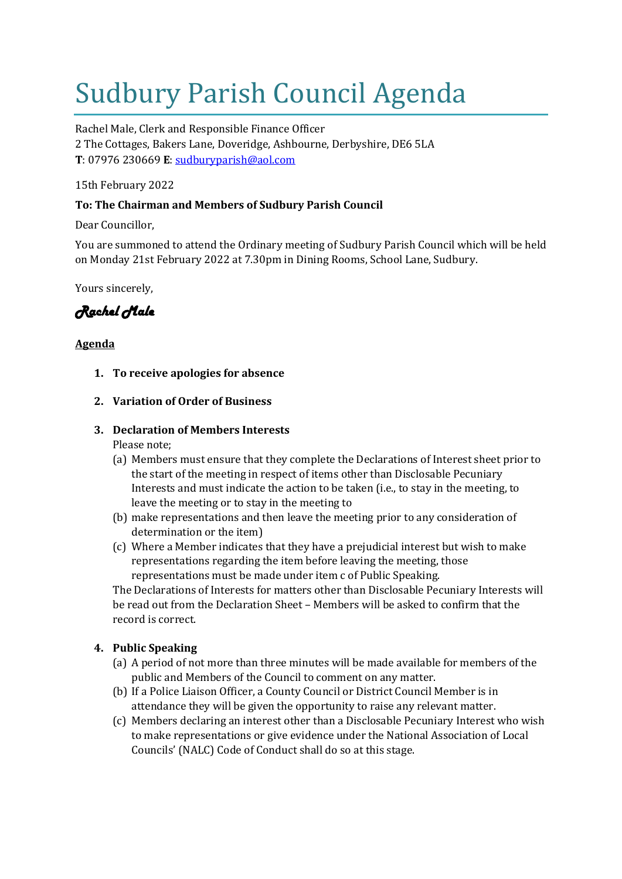# Sudbury Parish Council Agenda

Rachel Male, Clerk and Responsible Finance Officer
2 The Cottages, Bakers Lane, Doveridge, Ashbourne, Derbyshire, DE6 5LA
**T**: 07976 230669 **E**: sudburyparish@aol.com

15th February 2022

**To: The Chairman and Members of Sudbury Parish Council**

Dear Councillor,

You are summoned to attend the Ordinary meeting of Sudbury Parish Council which will be held on Monday 21st February 2022 at 7.30pm in Dining Rooms, School Lane, Sudbury.

Yours sincerely,

*Rachel Male*

**Agenda**

1. **To receive apologies for absence**

2. **Variation of Order of Business**

3. **Declaration of Members Interests**
   Please note;
   (a) Members must ensure that they complete the Declarations of Interest sheet prior to the start of the meeting in respect of items other than Disclosable Pecuniary Interests and must indicate the action to be taken (i.e., to stay in the meeting, to leave the meeting or to stay in the meeting to
   (b) make representations and then leave the meeting prior to any consideration of determination or the item)
   (c) Where a Member indicates that they have a prejudicial interest but wish to make representations regarding the item before leaving the meeting, those representations must be made under item c of Public Speaking.
   The Declarations of Interests for matters other than Disclosable Pecuniary Interests will be read out from the Declaration Sheet – Members will be asked to confirm that the record is correct.

4. **Public Speaking**
   (a) A period of not more than three minutes will be made available for members of the public and Members of the Council to comment on any matter.
   (b) If a Police Liaison Officer, a County Council or District Council Member is in attendance they will be given the opportunity to raise any relevant matter.
   (c) Members declaring an interest other than a Disclosable Pecuniary Interest who wish to make representations or give evidence under the National Association of Local Councils' (NALC) Code of Conduct shall do so at this stage.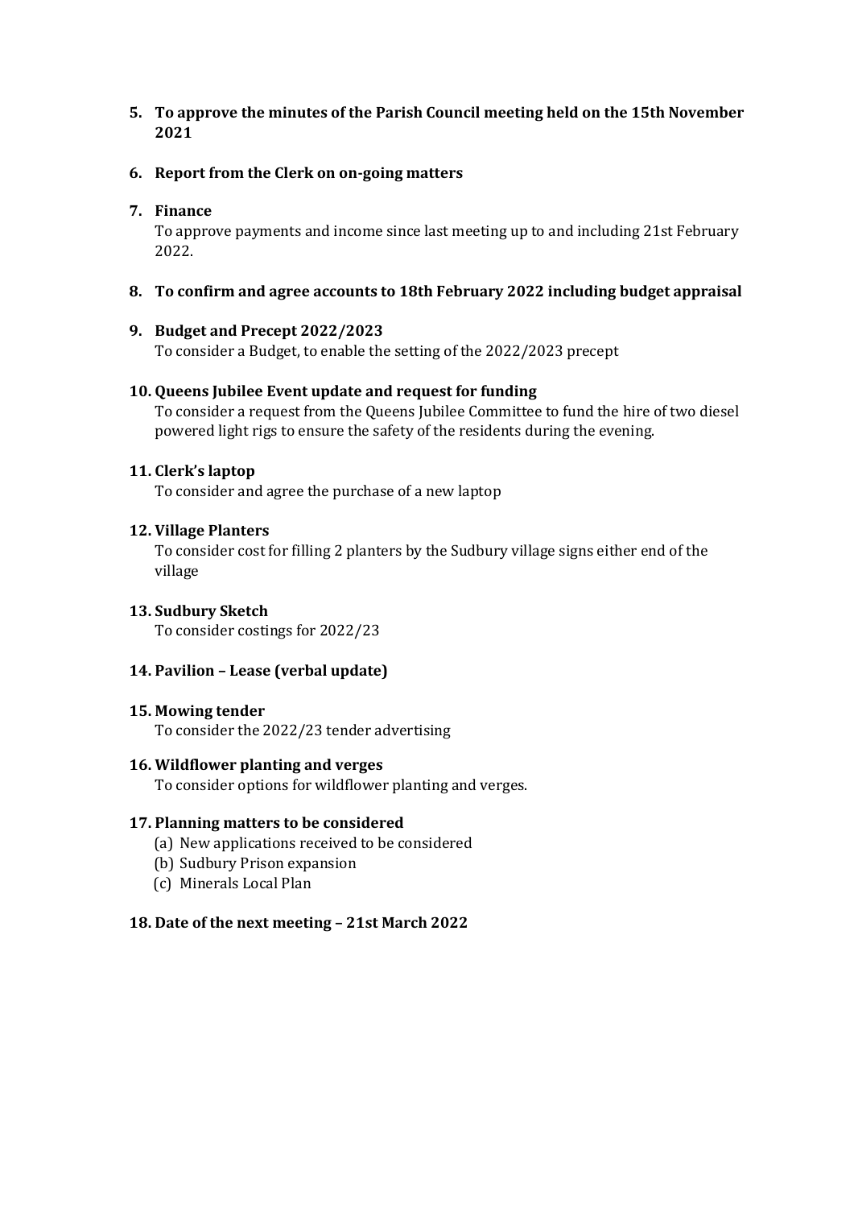5. **To approve the minutes of the Parish Council meeting held on the 15th November 2021**

6. **Report from the Clerk on on-going matters**

7. **Finance**

   To approve payments and income since last meeting up to and including 21st February 2022.

8. **To confirm and agree accounts to 18th February 2022 including budget appraisal**

9. **Budget and Precept 2022/2023**

   To consider a Budget, to enable the setting of the 2022/2023 precept

10. **Queens Jubilee Event update and request for funding**

    To consider a request from the Queens Jubilee Committee to fund the hire of two diesel powered light rigs to ensure the safety of the residents during the evening.

11. **Clerk's laptop**

    To consider and agree the purchase of a new laptop

12. **Village Planters**

    To consider cost for filling 2 planters by the Sudbury village signs either end of the village

13. **Sudbury Sketch**

    To consider costings for 2022/23

14. **Pavilion – Lease (verbal update)**

15. **Mowing tender**

    To consider the 2022/23 tender advertising

16. **Wildflower planting and verges**

    To consider options for wildflower planting and verges.

17. **Planning matters to be considered**

    (a) New applications received to be considered
    (b) Sudbury Prison expansion
    (c) Minerals Local Plan

18. **Date of the next meeting – 21st March 2022**